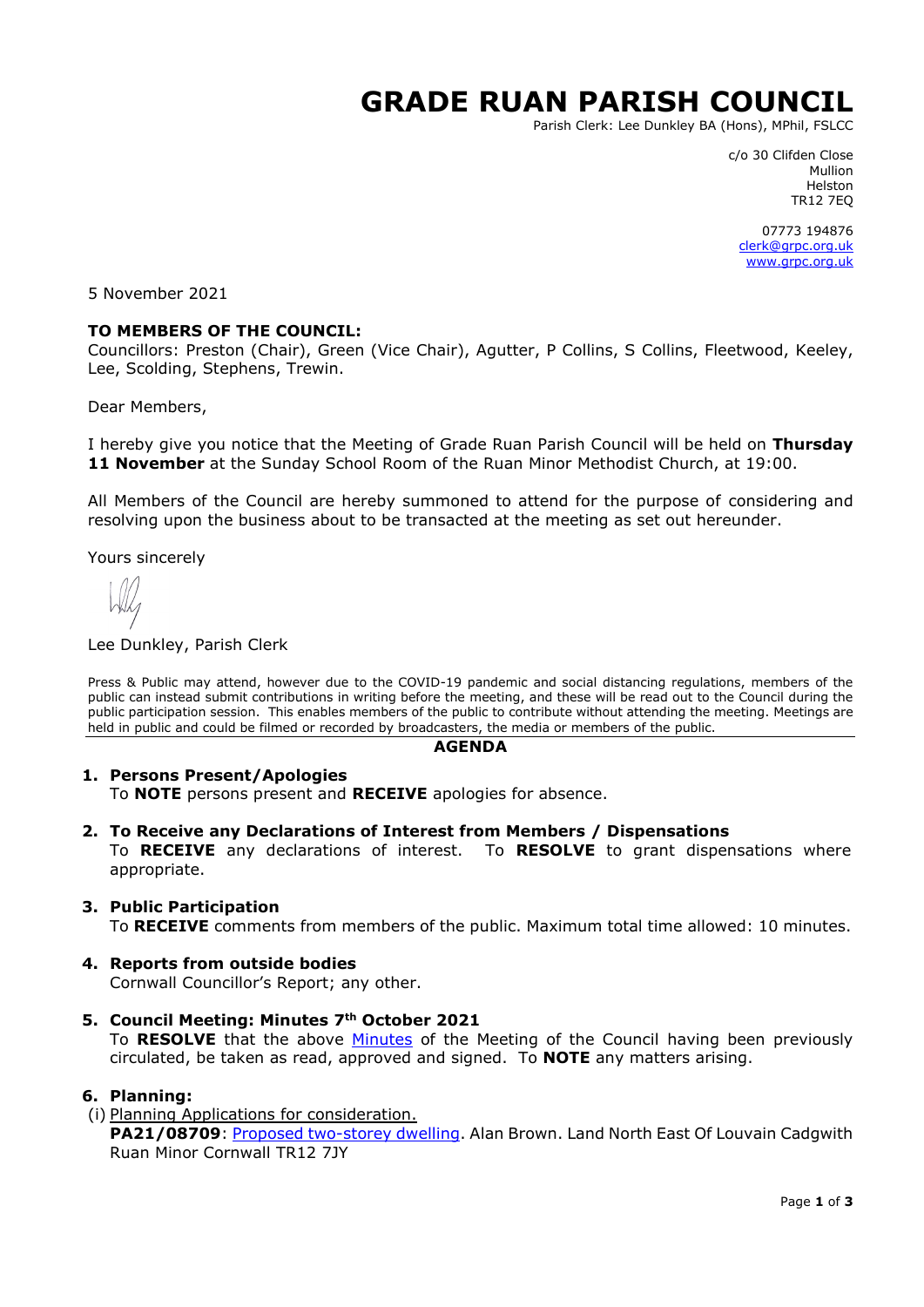# GRADE RUAN PARISH COUNCIL

Parish Clerk: Lee Dunkley BA (Hons), MPhil, FSLCC

c/o 30 Clifden Close
Mullion
Helston
TR12 7EQ

07773 194876
clerk@grpc.org.uk
www.grpc.org.uk

5 November 2021

**TO MEMBERS OF THE COUNCIL:**
Councillors: Preston (Chair), Green (Vice Chair), Agutter, P Collins, S Collins, Fleetwood, Keeley, Lee, Scolding, Stephens, Trewin.

Dear Members,

I hereby give you notice that the Meeting of Grade Ruan Parish Council will be held on **Thursday 11 November** at the Sunday School Room of the Ruan Minor Methodist Church, at 19:00.

All Members of the Council are hereby summoned to attend for the purpose of considering and resolving upon the business about to be transacted at the meeting as set out hereunder.

Yours sincerely

Lee Dunkley, Parish Clerk

Press & Public may attend, however due to the COVID-19 pandemic and social distancing regulations, members of the public can instead submit contributions in writing before the meeting, and these will be read out to the Council during the public participation session. This enables members of the public to contribute without attending the meeting. Meetings are held in public and could be filmed or recorded by broadcasters, the media or members of the public.

## AGENDA

1. **Persons Present/Apologies**
   To **NOTE** persons present and **RECEIVE** apologies for absence.

2. **To Receive any Declarations of Interest from Members / Dispensations**
   To **RECEIVE** any declarations of interest. To **RESOLVE** to grant dispensations where appropriate.

3. **Public Participation**
   To **RECEIVE** comments from members of the public. Maximum total time allowed: 10 minutes.

4. **Reports from outside bodies**
   Cornwall Councillor's Report; any other.

5. **Council Meeting: Minutes 7th October 2021**
   To **RESOLVE** that the above Minutes of the Meeting of the Council having been previously circulated, be taken as read, approved and signed. To **NOTE** any matters arising.

6. **Planning:**
   (i) Planning Applications for consideration.
   **PA21/08709**: Proposed two-storey dwelling. Alan Brown. Land North East Of Louvain Cadgwith Ruan Minor Cornwall TR12 7JY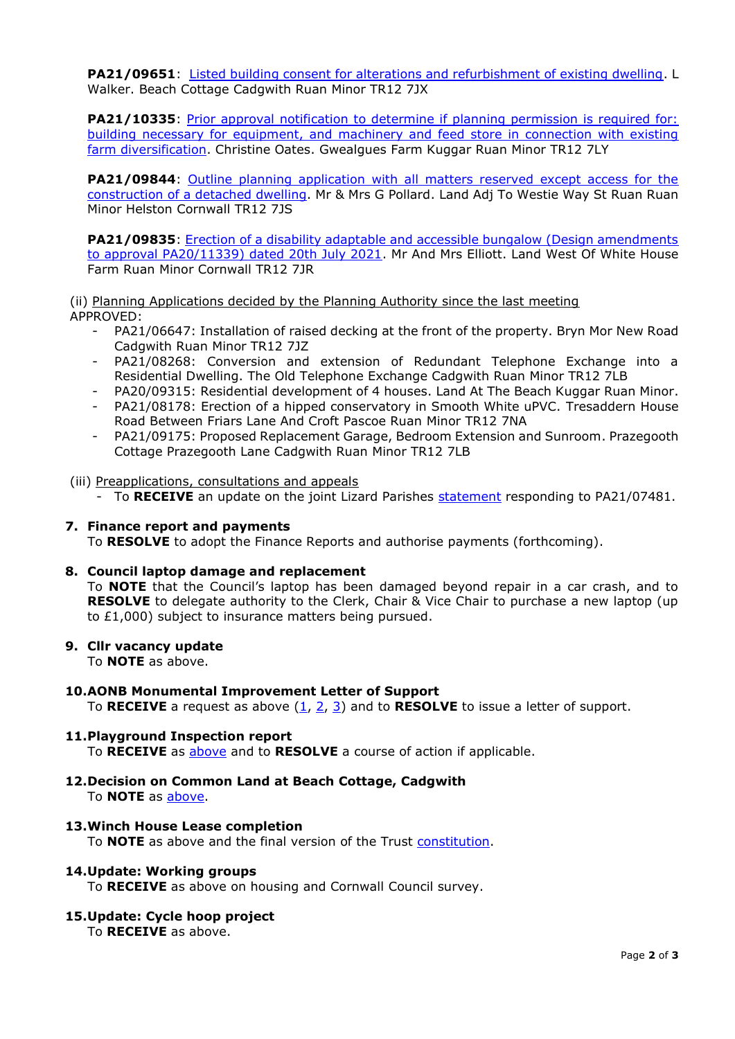**PA21/09651**: Listed building consent for alterations and refurbishment of existing dwelling. L Walker. Beach Cottage Cadgwith Ruan Minor TR12 7JX

**PA21/10335**: Prior approval notification to determine if planning permission is required for: building necessary for equipment, and machinery and feed store in connection with existing farm diversification. Christine Oates. Gwealgues Farm Kuggar Ruan Minor TR12 7LY

**PA21/09844**: Outline planning application with all matters reserved except access for the construction of a detached dwelling. Mr & Mrs G Pollard. Land Adj To Westie Way St Ruan Ruan Minor Helston Cornwall TR12 7JS

**PA21/09835**: Erection of a disability adaptable and accessible bungalow (Design amendments to approval PA20/11339) dated 20th July 2021. Mr And Mrs Elliott. Land West Of White House Farm Ruan Minor Cornwall TR12 7JR

(ii) Planning Applications decided by the Planning Authority since the last meeting
APPROVED:

- PA21/06647: Installation of raised decking at the front of the property. Bryn Mor New Road Cadgwith Ruan Minor TR12 7JZ
- PA21/08268: Conversion and extension of Redundant Telephone Exchange into a Residential Dwelling. The Old Telephone Exchange Cadgwith Ruan Minor TR12 7LB
- PA20/09315: Residential development of 4 houses. Land At The Beach Kuggar Ruan Minor.
- PA21/08178: Erection of a hipped conservatory in Smooth White uPVC. Tresaddern House Road Between Friars Lane And Croft Pascoe Ruan Minor TR12 7NA
- PA21/09175: Proposed Replacement Garage, Bedroom Extension and Sunroom. Prazegooth Cottage Prazegooth Lane Cadgwith Ruan Minor TR12 7LB

(iii) Preapplications, consultations and appeals

- To **RECEIVE** an update on the joint Lizard Parishes statement responding to PA21/07481.

7. **Finance report and payments**
   To **RESOLVE** to adopt the Finance Reports and authorise payments (forthcoming).

8. **Council laptop damage and replacement**
   To **NOTE** that the Council's laptop has been damaged beyond repair in a car crash, and to **RESOLVE** to delegate authority to the Clerk, Chair & Vice Chair to purchase a new laptop (up to £1,000) subject to insurance matters being pursued.

9. **Cllr vacancy update**
   To **NOTE** as above.

10. **AONB Monumental Improvement Letter of Support**
    To **RECEIVE** a request as above (1, 2, 3) and to **RESOLVE** to issue a letter of support.

11. **Playground Inspection report**
    To **RECEIVE** as above and to **RESOLVE** a course of action if applicable.

12. **Decision on Common Land at Beach Cottage, Cadgwith**
    To **NOTE** as above.

13. **Winch House Lease completion**
    To **NOTE** as above and the final version of the Trust constitution.

14. **Update: Working groups**
    To **RECEIVE** as above on housing and Cornwall Council survey.

15. **Update: Cycle hoop project**
    To **RECEIVE** as above.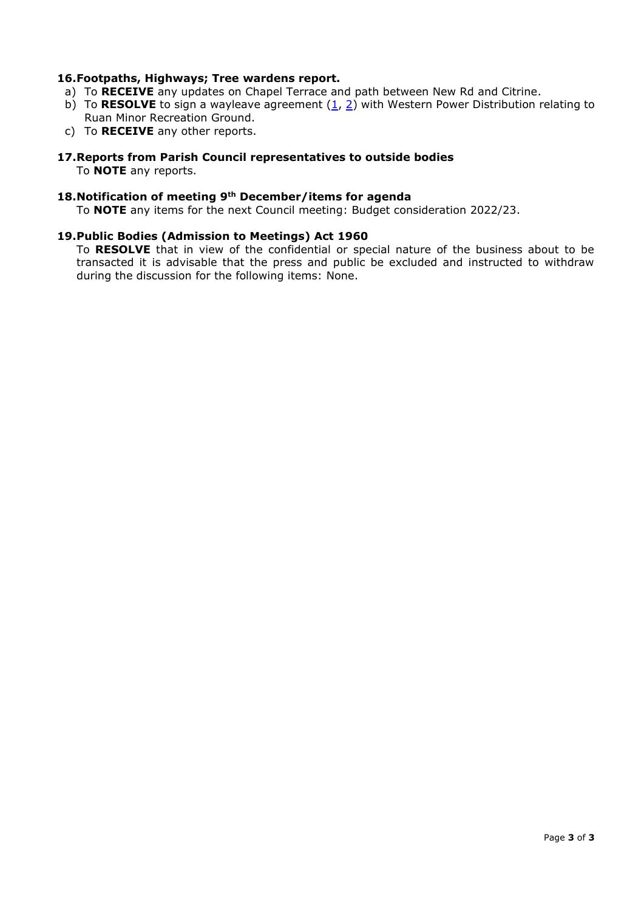### 16. Footpaths, Highways; Tree wardens report.

a) To **RECEIVE** any updates on Chapel Terrace and path between New Rd and Citrine.
b) To **RESOLVE** to sign a wayleave agreement (1, 2) with Western Power Distribution relating to Ruan Minor Recreation Ground.
c) To **RECEIVE** any other reports.

### 17. Reports from Parish Council representatives to outside bodies

To **NOTE** any reports.

### 18. Notification of meeting 9th December/items for agenda

To **NOTE** any items for the next Council meeting: Budget consideration 2022/23.

### 19. Public Bodies (Admission to Meetings) Act 1960

To **RESOLVE** that in view of the confidential or special nature of the business about to be transacted it is advisable that the press and public be excluded and instructed to withdraw during the discussion for the following items: None.